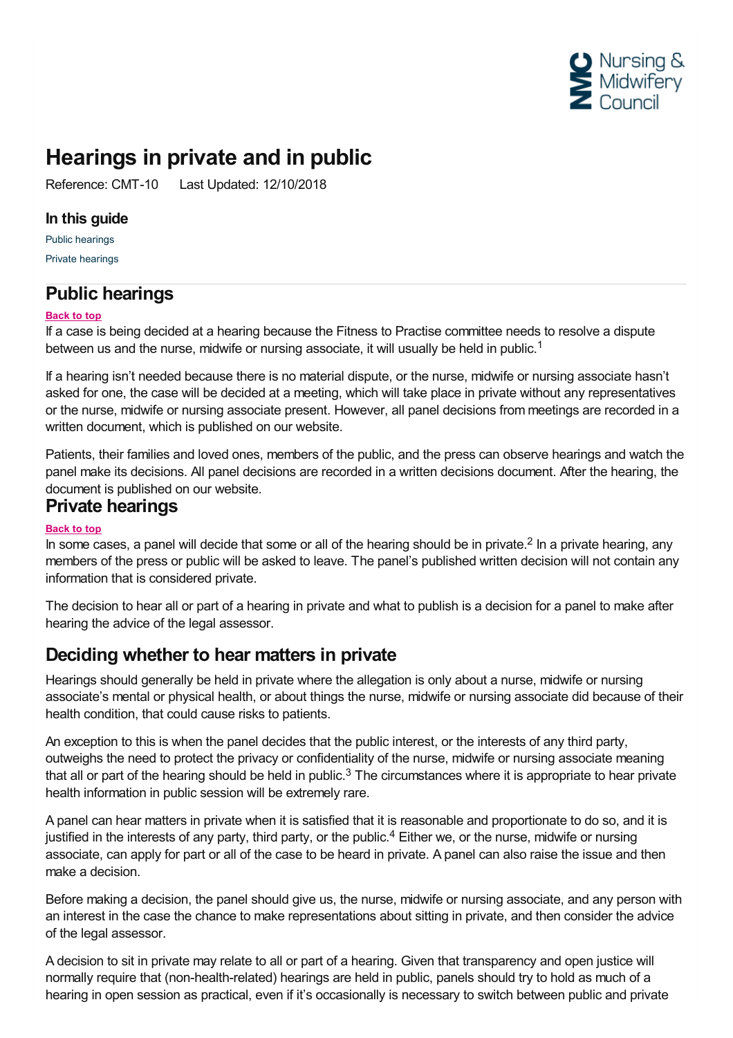# Hearings in private and in public

Reference: CMT-10 Last Updated: 12/10/2018

### In this guide

Public hearings

Private hearings

## Public hearings

**Back to top**

If a case is being decided at a hearing because the Fitness to Practise committee needs to resolve a dispute between us and the nurse, midwife or nursing associate, it will usually be held in public.[1]

If a hearing isn't needed because there is no material dispute, or the nurse, midwife or nursing associate hasn't asked for one, the case will be decided at a meeting, which will take place in private without any representatives or the nurse, midwife or nursing associate present. However, all panel decisions from meetings are recorded in a written document, which is published on our website.

Patients, their families and loved ones, members of the public, and the press can observe hearings and watch the panel make its decisions. All panel decisions are recorded in a written decisions document. After the hearing, the document is published on our website.

## Private hearings

**Back to top**

In some cases, a panel will decide that some or all of the hearing should be in private.[2] In a private hearing, any members of the press or public will be asked to leave. The panel's published written decision will not contain any information that is considered private.

The decision to hear all or part of a hearing in private and what to publish is a decision for a panel to make after hearing the advice of the legal assessor.

## Deciding whether to hear matters in private

Hearings should generally be held in private where the allegation is only about a nurse, midwife or nursing associate's mental or physical health, or about things the nurse, midwife or nursing associate did because of their health condition, that could cause risks to patients.

An exception to this is when the panel decides that the public interest, or the interests of any third party, outweighs the need to protect the privacy or confidentiality of the nurse, midwife or nursing associate meaning that all or part of the hearing should be held in public.[3] The circumstances where it is appropriate to hear private health information in public session will be extremely rare.

A panel can hear matters in private when it is satisfied that it is reasonable and proportionate to do so, and it is justified in the interests of any party, third party, or the public.[4] Either we, or the nurse, midwife or nursing associate, can apply for part or all of the case to be heard in private. A panel can also raise the issue and then make a decision.

Before making a decision, the panel should give us, the nurse, midwife or nursing associate, and any person with an interest in the case the chance to make representations about sitting in private, and then consider the advice of the legal assessor.

A decision to sit in private may relate to all or part of a hearing. Given that transparency and open justice will normally require that (non-health-related) hearings are held in public, panels should try to hold as much of a hearing in open session as practical, even if it's occasionally is necessary to switch between public and private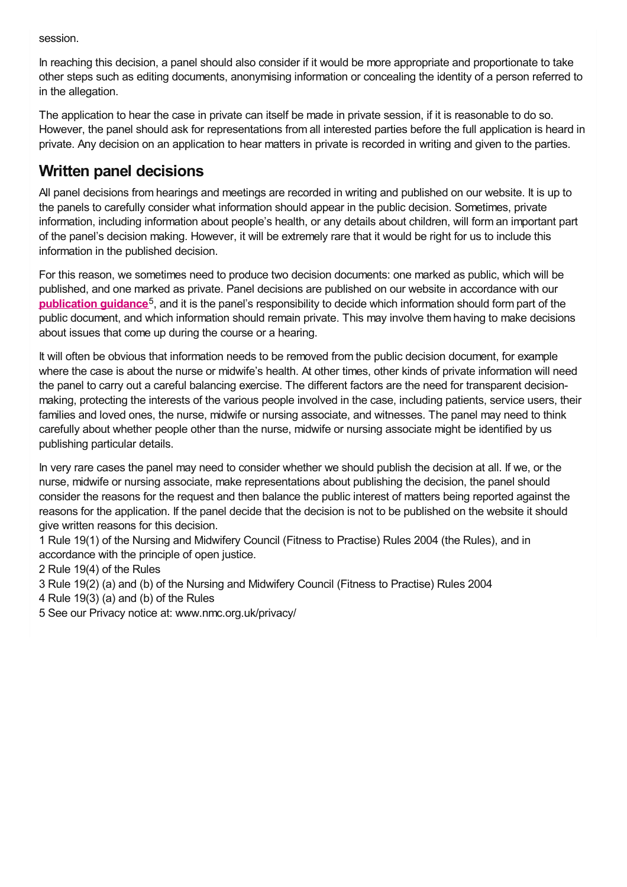session.

In reaching this decision, a panel should also consider if it would be more appropriate and proportionate to take other steps such as editing documents, anonymising information or concealing the identity of a person referred to in the allegation.

The application to hear the case in private can itself be made in private session, if it is reasonable to do so. However, the panel should ask for representations from all interested parties before the full application is heard in private. Any decision on an application to hear matters in private is recorded in writing and given to the parties.

## Written panel decisions

All panel decisions from hearings and meetings are recorded in writing and published on our website. It is up to the panels to carefully consider what information should appear in the public decision. Sometimes, private information, including information about people's health, or any details about children, will form an important part of the panel's decision making. However, it will be extremely rare that it would be right for us to include this information in the published decision.

For this reason, we sometimes need to produce two decision documents: one marked as public, which will be published, and one marked as private. Panel decisions are published on our website in accordance with our **publication guidance**[5], and it is the panel's responsibility to decide which information should form part of the public document, and which information should remain private. This may involve them having to make decisions about issues that come up during the course or a hearing.

It will often be obvious that information needs to be removed from the public decision document, for example where the case is about the nurse or midwife's health. At other times, other kinds of private information will need the panel to carry out a careful balancing exercise. The different factors are the need for transparent decision-making, protecting the interests of the various people involved in the case, including patients, service users, their families and loved ones, the nurse, midwife or nursing associate, and witnesses. The panel may need to think carefully about whether people other than the nurse, midwife or nursing associate might be identified by us publishing particular details.

In very rare cases the panel may need to consider whether we should publish the decision at all. If we, or the nurse, midwife or nursing associate, make representations about publishing the decision, the panel should consider the reasons for the request and then balance the public interest of matters being reported against the reasons for the application. If the panel decide that the decision is not to be published on the website it should give written reasons for this decision.

1 Rule 19(1) of the Nursing and Midwifery Council (Fitness to Practise) Rules 2004 (the Rules), and in accordance with the principle of open justice.

2 Rule 19(4) of the Rules

3 Rule 19(2) (a) and (b) of the Nursing and Midwifery Council (Fitness to Practise) Rules 2004

4 Rule 19(3) (a) and (b) of the Rules

5 See our Privacy notice at: www.nmc.org.uk/privacy/